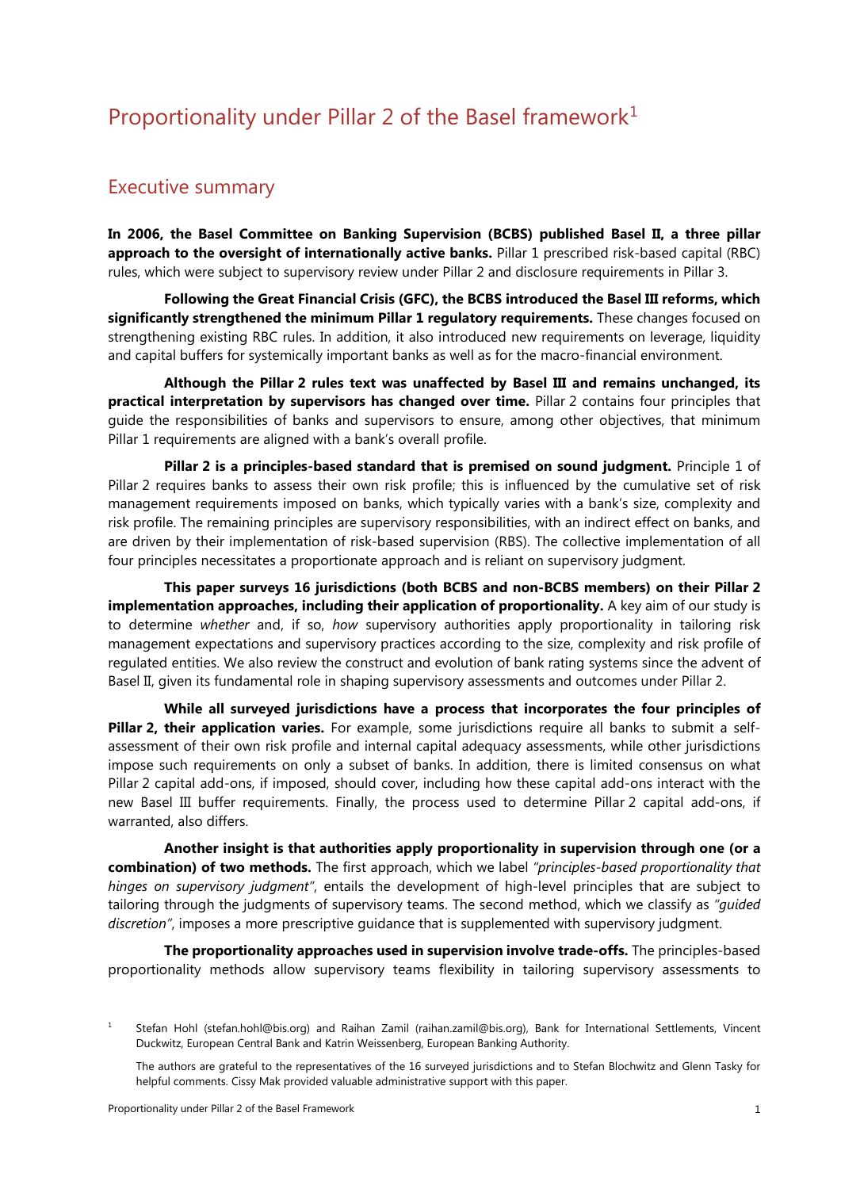# Proportionality under Pillar 2 of the Basel framework[1]

## Executive summary

**In 2006, the Basel Committee on Banking Supervision (BCBS) published Basel II, a three pillar approach to the oversight of internationally active banks.** Pillar 1 prescribed risk-based capital (RBC) rules, which were subject to supervisory review under Pillar 2 and disclosure requirements in Pillar 3.

**Following the Great Financial Crisis (GFC), the BCBS introduced the Basel III reforms, which significantly strengthened the minimum Pillar 1 regulatory requirements.** These changes focused on strengthening existing RBC rules. In addition, it also introduced new requirements on leverage, liquidity and capital buffers for systemically important banks as well as for the macro-financial environment.

**Although the Pillar 2 rules text was unaffected by Basel III and remains unchanged, its practical interpretation by supervisors has changed over time.** Pillar 2 contains four principles that guide the responsibilities of banks and supervisors to ensure, among other objectives, that minimum Pillar 1 requirements are aligned with a bank's overall profile.

**Pillar 2 is a principles-based standard that is premised on sound judgment.** Principle 1 of Pillar 2 requires banks to assess their own risk profile; this is influenced by the cumulative set of risk management requirements imposed on banks, which typically varies with a bank's size, complexity and risk profile. The remaining principles are supervisory responsibilities, with an indirect effect on banks, and are driven by their implementation of risk-based supervision (RBS). The collective implementation of all four principles necessitates a proportionate approach and is reliant on supervisory judgment.

**This paper surveys 16 jurisdictions (both BCBS and non-BCBS members) on their Pillar 2 implementation approaches, including their application of proportionality.** A key aim of our study is to determine *whether* and, if so, *how* supervisory authorities apply proportionality in tailoring risk management expectations and supervisory practices according to the size, complexity and risk profile of regulated entities. We also review the construct and evolution of bank rating systems since the advent of Basel II, given its fundamental role in shaping supervisory assessments and outcomes under Pillar 2.

**While all surveyed jurisdictions have a process that incorporates the four principles of Pillar 2, their application varies.** For example, some jurisdictions require all banks to submit a self-assessment of their own risk profile and internal capital adequacy assessments, while other jurisdictions impose such requirements on only a subset of banks. In addition, there is limited consensus on what Pillar 2 capital add-ons, if imposed, should cover, including how these capital add-ons interact with the new Basel III buffer requirements. Finally, the process used to determine Pillar 2 capital add-ons, if warranted, also differs.

**Another insight is that authorities apply proportionality in supervision through one (or a combination) of two methods.** The first approach, which we label *"principles-based proportionality that hinges on supervisory judgment"*, entails the development of high-level principles that are subject to tailoring through the judgments of supervisory teams. The second method, which we classify as *"guided discretion"*, imposes a more prescriptive guidance that is supplemented with supervisory judgment.

**The proportionality approaches used in supervision involve trade-offs.** The principles-based proportionality methods allow supervisory teams flexibility in tailoring supervisory assessments to

[1] Stefan Hohl (stefan.hohl@bis.org) and Raihan Zamil (raihan.zamil@bis.org), Bank for International Settlements, Vincent Duckwitz, European Central Bank and Katrin Weissenberg, European Banking Authority.

The authors are grateful to the representatives of the 16 surveyed jurisdictions and to Stefan Blochwitz and Glenn Tasky for helpful comments. Cissy Mak provided valuable administrative support with this paper.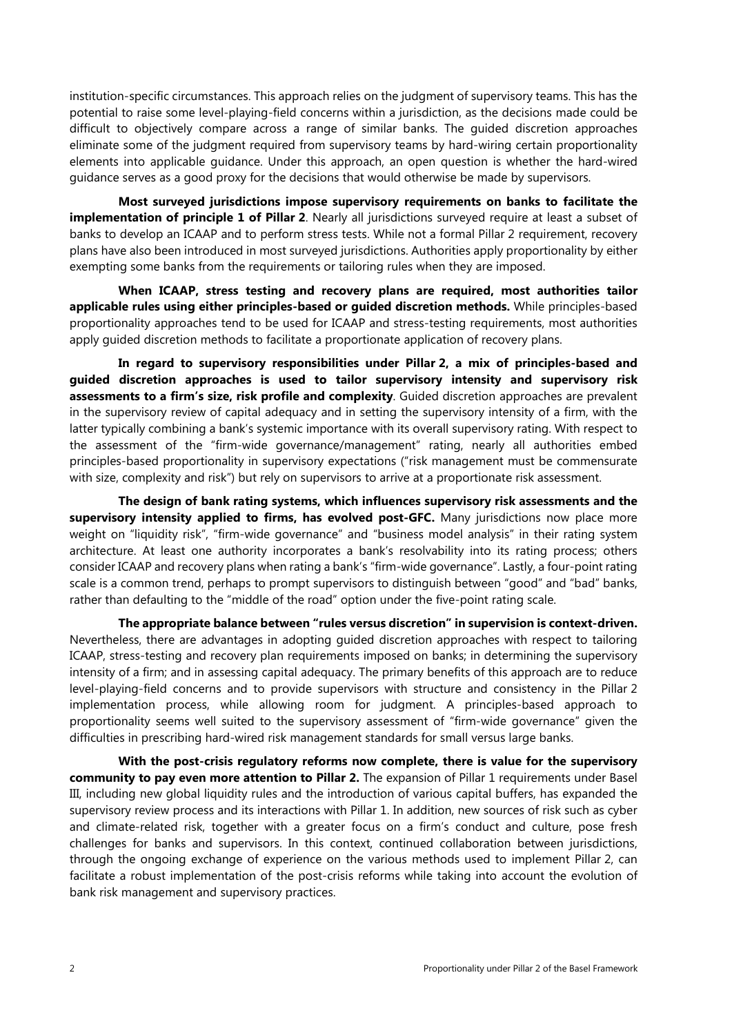institution-specific circumstances. This approach relies on the judgment of supervisory teams. This has the potential to raise some level-playing-field concerns within a jurisdiction, as the decisions made could be difficult to objectively compare across a range of similar banks. The guided discretion approaches eliminate some of the judgment required from supervisory teams by hard-wiring certain proportionality elements into applicable guidance. Under this approach, an open question is whether the hard-wired guidance serves as a good proxy for the decisions that would otherwise be made by supervisors.

**Most surveyed jurisdictions impose supervisory requirements on banks to facilitate the implementation of principle 1 of Pillar 2**. Nearly all jurisdictions surveyed require at least a subset of banks to develop an ICAAP and to perform stress tests. While not a formal Pillar 2 requirement, recovery plans have also been introduced in most surveyed jurisdictions. Authorities apply proportionality by either exempting some banks from the requirements or tailoring rules when they are imposed.

**When ICAAP, stress testing and recovery plans are required, most authorities tailor applicable rules using either principles-based or guided discretion methods.** While principles-based proportionality approaches tend to be used for ICAAP and stress-testing requirements, most authorities apply guided discretion methods to facilitate a proportionate application of recovery plans.

**In regard to supervisory responsibilities under Pillar 2, a mix of principles-based and guided discretion approaches is used to tailor supervisory intensity and supervisory risk assessments to a firm's size, risk profile and complexity**. Guided discretion approaches are prevalent in the supervisory review of capital adequacy and in setting the supervisory intensity of a firm, with the latter typically combining a bank's systemic importance with its overall supervisory rating. With respect to the assessment of the "firm-wide governance/management" rating, nearly all authorities embed principles-based proportionality in supervisory expectations ("risk management must be commensurate with size, complexity and risk") but rely on supervisors to arrive at a proportionate risk assessment.

**The design of bank rating systems, which influences supervisory risk assessments and the supervisory intensity applied to firms, has evolved post-GFC.** Many jurisdictions now place more weight on "liquidity risk", "firm-wide governance" and "business model analysis" in their rating system architecture. At least one authority incorporates a bank's resolvability into its rating process; others consider ICAAP and recovery plans when rating a bank's "firm-wide governance". Lastly, a four-point rating scale is a common trend, perhaps to prompt supervisors to distinguish between "good" and "bad" banks, rather than defaulting to the "middle of the road" option under the five-point rating scale.

**The appropriate balance between "rules versus discretion" in supervision is context-driven.** Nevertheless, there are advantages in adopting guided discretion approaches with respect to tailoring ICAAP, stress-testing and recovery plan requirements imposed on banks; in determining the supervisory intensity of a firm; and in assessing capital adequacy. The primary benefits of this approach are to reduce level-playing-field concerns and to provide supervisors with structure and consistency in the Pillar 2 implementation process, while allowing room for judgment. A principles-based approach to proportionality seems well suited to the supervisory assessment of "firm-wide governance" given the difficulties in prescribing hard-wired risk management standards for small versus large banks.

**With the post-crisis regulatory reforms now complete, there is value for the supervisory community to pay even more attention to Pillar 2.** The expansion of Pillar 1 requirements under Basel III, including new global liquidity rules and the introduction of various capital buffers, has expanded the supervisory review process and its interactions with Pillar 1. In addition, new sources of risk such as cyber and climate-related risk, together with a greater focus on a firm's conduct and culture, pose fresh challenges for banks and supervisors. In this context, continued collaboration between jurisdictions, through the ongoing exchange of experience on the various methods used to implement Pillar 2, can facilitate a robust implementation of the post-crisis reforms while taking into account the evolution of bank risk management and supervisory practices.